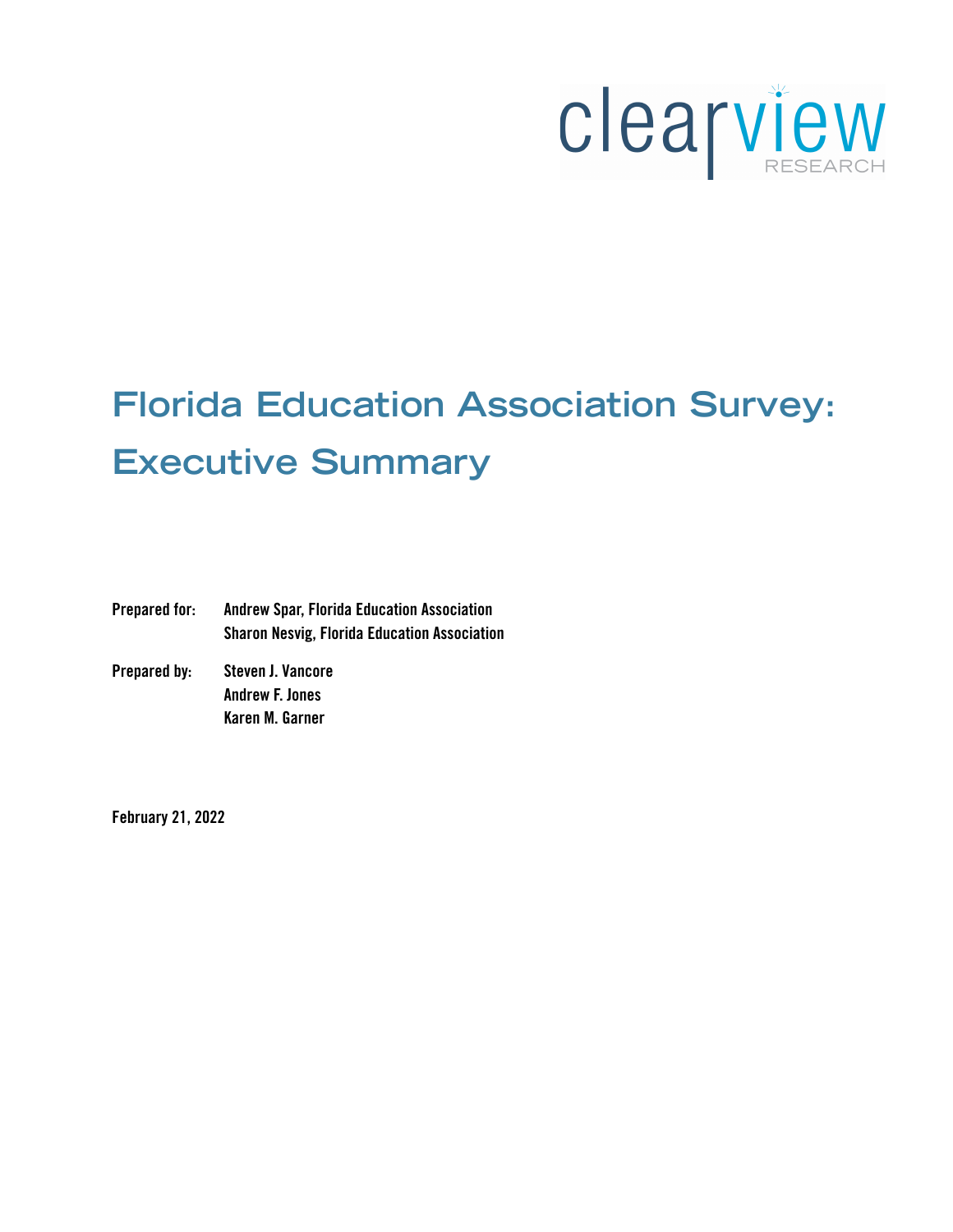clearview RESEARCH

# Florida Education Association Survey: Executive Summary

**Prepared for:** **Andrew Spar, Florida Education Association**
**Sharon Nesvig, Florida Education Association**

**Prepared by:** **Steven J. Vancore**
**Andrew F. Jones**
**Karen M. Garner**

**February 21, 2022**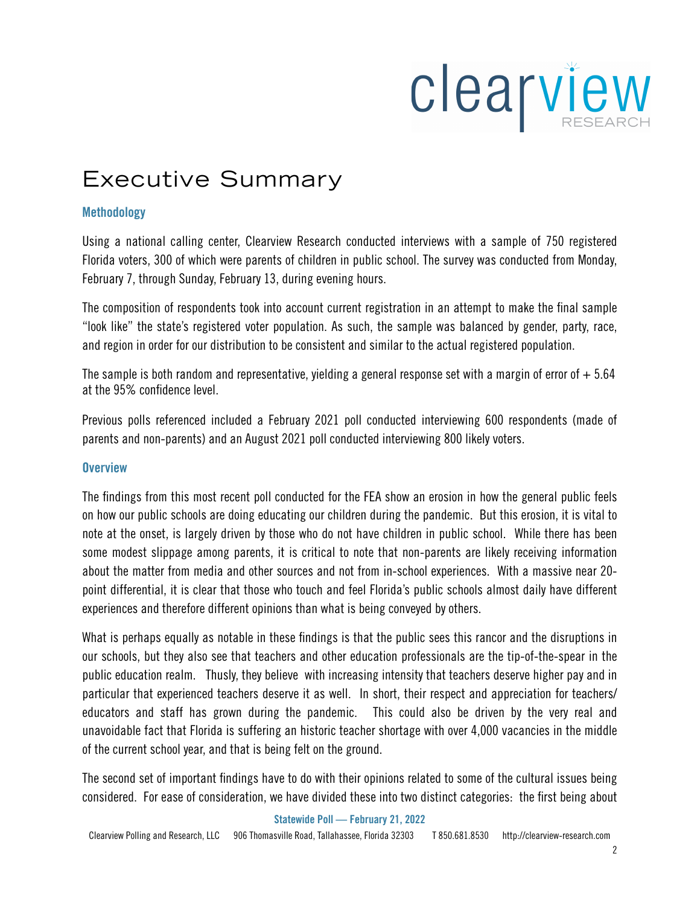# Executive Summary

## Methodology

Using a national calling center, Clearview Research conducted interviews with a sample of 750 registered Florida voters, 300 of which were parents of children in public school. The survey was conducted from Monday, February 7, through Sunday, February 13, during evening hours.

The composition of respondents took into account current registration in an attempt to make the final sample "look like" the state's registered voter population. As such, the sample was balanced by gender, party, race, and region in order for our distribution to be consistent and similar to the actual registered population.

The sample is both random and representative, yielding a general response set with a margin of error of + 5.64 at the 95% confidence level.

Previous polls referenced included a February 2021 poll conducted interviewing 600 respondents (made of parents and non-parents) and an August 2021 poll conducted interviewing 800 likely voters.

## Overview

The findings from this most recent poll conducted for the FEA show an erosion in how the general public feels on how our public schools are doing educating our children during the pandemic. But this erosion, it is vital to note at the onset, is largely driven by those who do not have children in public school. While there has been some modest slippage among parents, it is critical to note that non-parents are likely receiving information about the matter from media and other sources and not from in-school experiences. With a massive near 20-point differential, it is clear that those who touch and feel Florida's public schools almost daily have different experiences and therefore different opinions than what is being conveyed by others.

What is perhaps equally as notable in these findings is that the public sees this rancor and the disruptions in our schools, but they also see that teachers and other education professionals are the tip-of-the-spear in the public education realm. Thusly, they believe with increasing intensity that teachers deserve higher pay and in particular that experienced teachers deserve it as well. In short, their respect and appreciation for teachers/ educators and staff has grown during the pandemic. This could also be driven by the very real and unavoidable fact that Florida is suffering an historic teacher shortage with over 4,000 vacancies in the middle of the current school year, and that is being felt on the ground.

The second set of important findings have to do with their opinions related to some of the cultural issues being considered. For ease of consideration, we have divided these into two distinct categories: the first being about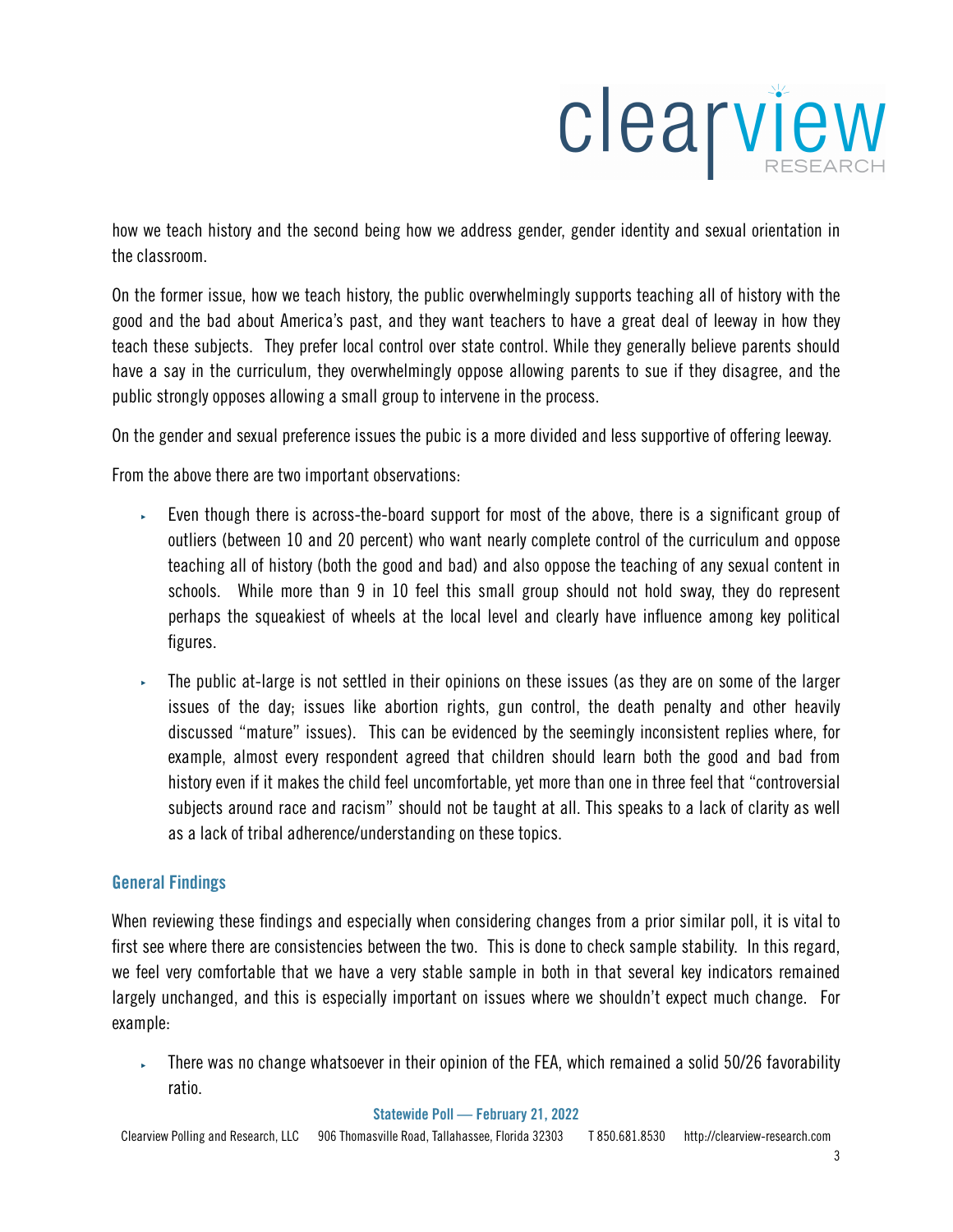how we teach history and the second being how we address gender, gender identity and sexual orientation in the classroom.

On the former issue, how we teach history, the public overwhelmingly supports teaching all of history with the good and the bad about America's past, and they want teachers to have a great deal of leeway in how they teach these subjects. They prefer local control over state control. While they generally believe parents should have a say in the curriculum, they overwhelmingly oppose allowing parents to sue if they disagree, and the public strongly opposes allowing a small group to intervene in the process.

On the gender and sexual preference issues the pubic is a more divided and less supportive of offering leeway.

From the above there are two important observations:

- Even though there is across-the-board support for most of the above, there is a significant group of outliers (between 10 and 20 percent) who want nearly complete control of the curriculum and oppose teaching all of history (both the good and bad) and also oppose the teaching of any sexual content in schools. While more than 9 in 10 feel this small group should not hold sway, they do represent perhaps the squeakiest of wheels at the local level and clearly have influence among key political figures.
- The public at-large is not settled in their opinions on these issues (as they are on some of the larger issues of the day; issues like abortion rights, gun control, the death penalty and other heavily discussed "mature" issues). This can be evidenced by the seemingly inconsistent replies where, for example, almost every respondent agreed that children should learn both the good and bad from history even if it makes the child feel uncomfortable, yet more than one in three feel that "controversial subjects around race and racism" should not be taught at all. This speaks to a lack of clarity as well as a lack of tribal adherence/understanding on these topics.

## General Findings

When reviewing these findings and especially when considering changes from a prior similar poll, it is vital to first see where there are consistencies between the two. This is done to check sample stability. In this regard, we feel very comfortable that we have a very stable sample in both in that several key indicators remained largely unchanged, and this is especially important on issues where we shouldn't expect much change. For example:

- There was no change whatsoever in their opinion of the FEA, which remained a solid 50/26 favorability ratio.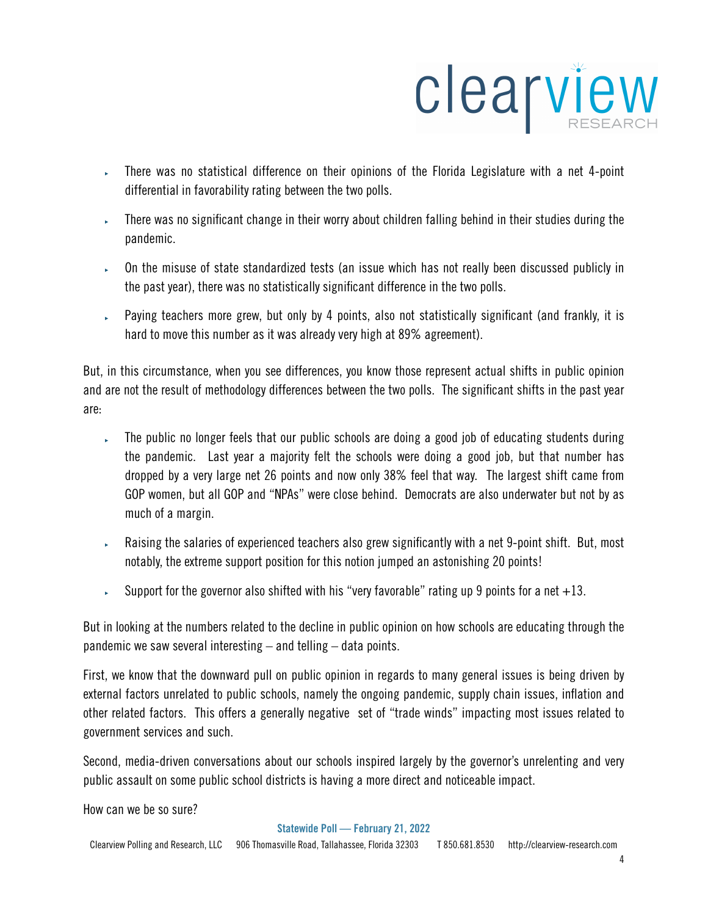- There was no statistical difference on their opinions of the Florida Legislature with a net 4-point differential in favorability rating between the two polls.
- There was no significant change in their worry about children falling behind in their studies during the pandemic.
- On the misuse of state standardized tests (an issue which has not really been discussed publicly in the past year), there was no statistically significant difference in the two polls.
- Paying teachers more grew, but only by 4 points, also not statistically significant (and frankly, it is hard to move this number as it was already very high at 89% agreement).

But, in this circumstance, when you see differences, you know those represent actual shifts in public opinion and are not the result of methodology differences between the two polls. The significant shifts in the past year are:

- The public no longer feels that our public schools are doing a good job of educating students during the pandemic. Last year a majority felt the schools were doing a good job, but that number has dropped by a very large net 26 points and now only 38% feel that way. The largest shift came from GOP women, but all GOP and "NPAs" were close behind. Democrats are also underwater but not by as much of a margin.
- Raising the salaries of experienced teachers also grew significantly with a net 9-point shift. But, most notably, the extreme support position for this notion jumped an astonishing 20 points!
- Support for the governor also shifted with his "very favorable" rating up 9 points for a net +13.

But in looking at the numbers related to the decline in public opinion on how schools are educating through the pandemic we saw several interesting – and telling – data points.

First, we know that the downward pull on public opinion in regards to many general issues is being driven by external factors unrelated to public schools, namely the ongoing pandemic, supply chain issues, inflation and other related factors. This offers a generally negative set of "trade winds" impacting most issues related to government services and such.

Second, media-driven conversations about our schools inspired largely by the governor's unrelenting and very public assault on some public school districts is having a more direct and noticeable impact.

How can we be so sure?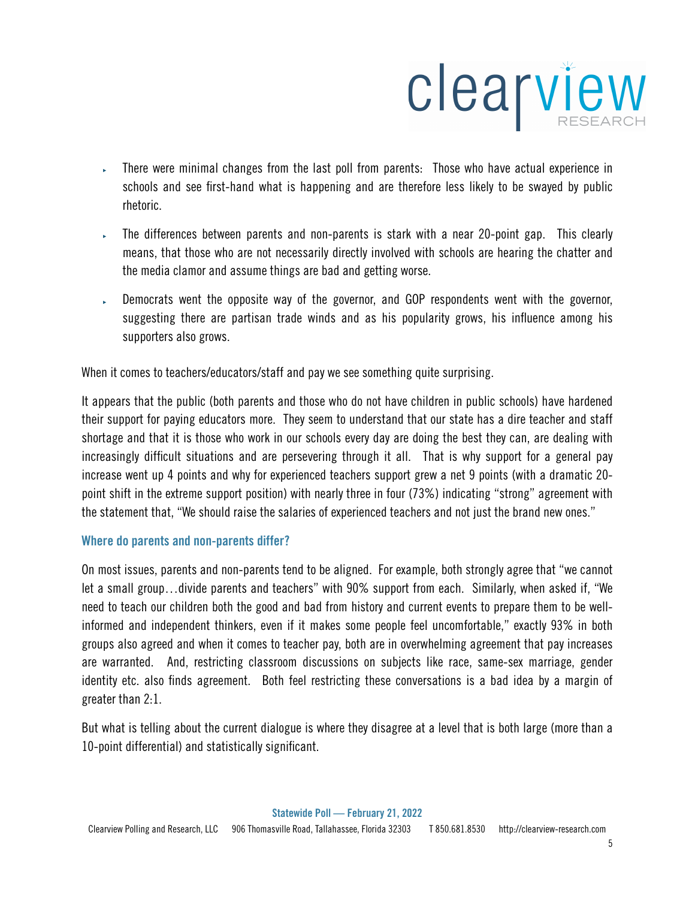- There were minimal changes from the last poll from parents: Those who have actual experience in schools and see first-hand what is happening and are therefore less likely to be swayed by public rhetoric.
- The differences between parents and non-parents is stark with a near 20-point gap. This clearly means, that those who are not necessarily directly involved with schools are hearing the chatter and the media clamor and assume things are bad and getting worse.
- Democrats went the opposite way of the governor, and GOP respondents went with the governor, suggesting there are partisan trade winds and as his popularity grows, his influence among his supporters also grows.

When it comes to teachers/educators/staff and pay we see something quite surprising.

It appears that the public (both parents and those who do not have children in public schools) have hardened their support for paying educators more. They seem to understand that our state has a dire teacher and staff shortage and that it is those who work in our schools every day are doing the best they can, are dealing with increasingly difficult situations and are persevering through it all. That is why support for a general pay increase went up 4 points and why for experienced teachers support grew a net 9 points (with a dramatic 20-point shift in the extreme support position) with nearly three in four (73%) indicating "strong" agreement with the statement that, "We should raise the salaries of experienced teachers and not just the brand new ones."

### Where do parents and non-parents differ?

On most issues, parents and non-parents tend to be aligned. For example, both strongly agree that "we cannot let a small group…divide parents and teachers" with 90% support from each. Similarly, when asked if, "We need to teach our children both the good and bad from history and current events to prepare them to be well-informed and independent thinkers, even if it makes some people feel uncomfortable," exactly 93% in both groups also agreed and when it comes to teacher pay, both are in overwhelming agreement that pay increases are warranted. And, restricting classroom discussions on subjects like race, same-sex marriage, gender identity etc. also finds agreement. Both feel restricting these conversations is a bad idea by a margin of greater than 2:1.

But what is telling about the current dialogue is where they disagree at a level that is both large (more than a 10-point differential) and statistically significant.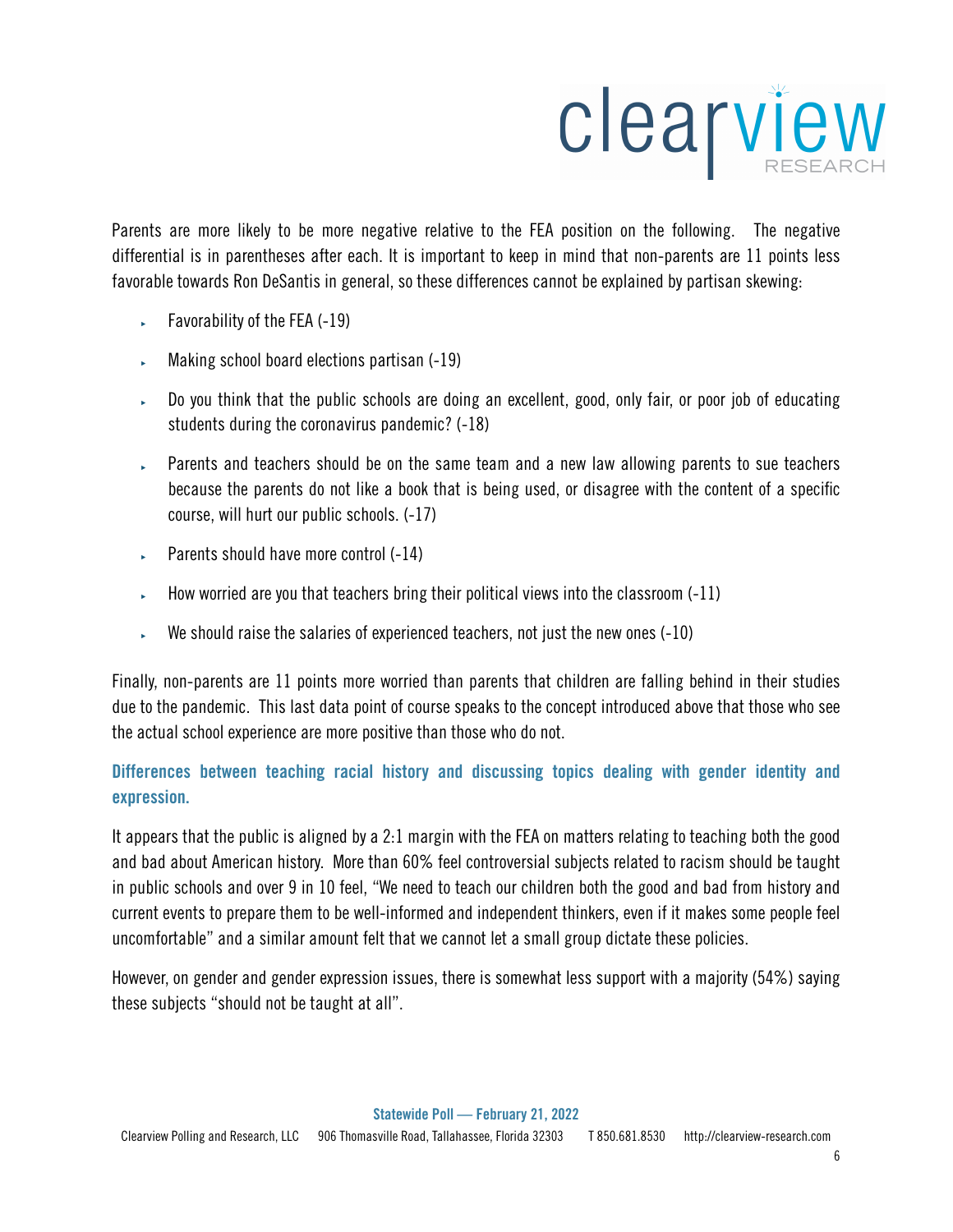Parents are more likely to be more negative relative to the FEA position on the following. The negative differential is in parentheses after each. It is important to keep in mind that non-parents are 11 points less favorable towards Ron DeSantis in general, so these differences cannot be explained by partisan skewing:

- Favorability of the FEA (-19)
- Making school board elections partisan (-19)
- Do you think that the public schools are doing an excellent, good, only fair, or poor job of educating students during the coronavirus pandemic? (-18)
- Parents and teachers should be on the same team and a new law allowing parents to sue teachers because the parents do not like a book that is being used, or disagree with the content of a specific course, will hurt our public schools. (-17)
- Parents should have more control (-14)
- How worried are you that teachers bring their political views into the classroom (-11)
- We should raise the salaries of experienced teachers, not just the new ones (-10)

Finally, non-parents are 11 points more worried than parents that children are falling behind in their studies due to the pandemic. This last data point of course speaks to the concept introduced above that those who see the actual school experience are more positive than those who do not.

## Differences between teaching racial history and discussing topics dealing with gender identity and expression.

It appears that the public is aligned by a 2:1 margin with the FEA on matters relating to teaching both the good and bad about American history. More than 60% feel controversial subjects related to racism should be taught in public schools and over 9 in 10 feel, "We need to teach our children both the good and bad from history and current events to prepare them to be well-informed and independent thinkers, even if it makes some people feel uncomfortable" and a similar amount felt that we cannot let a small group dictate these policies.

However, on gender and gender expression issues, there is somewhat less support with a majority (54%) saying these subjects "should not be taught at all".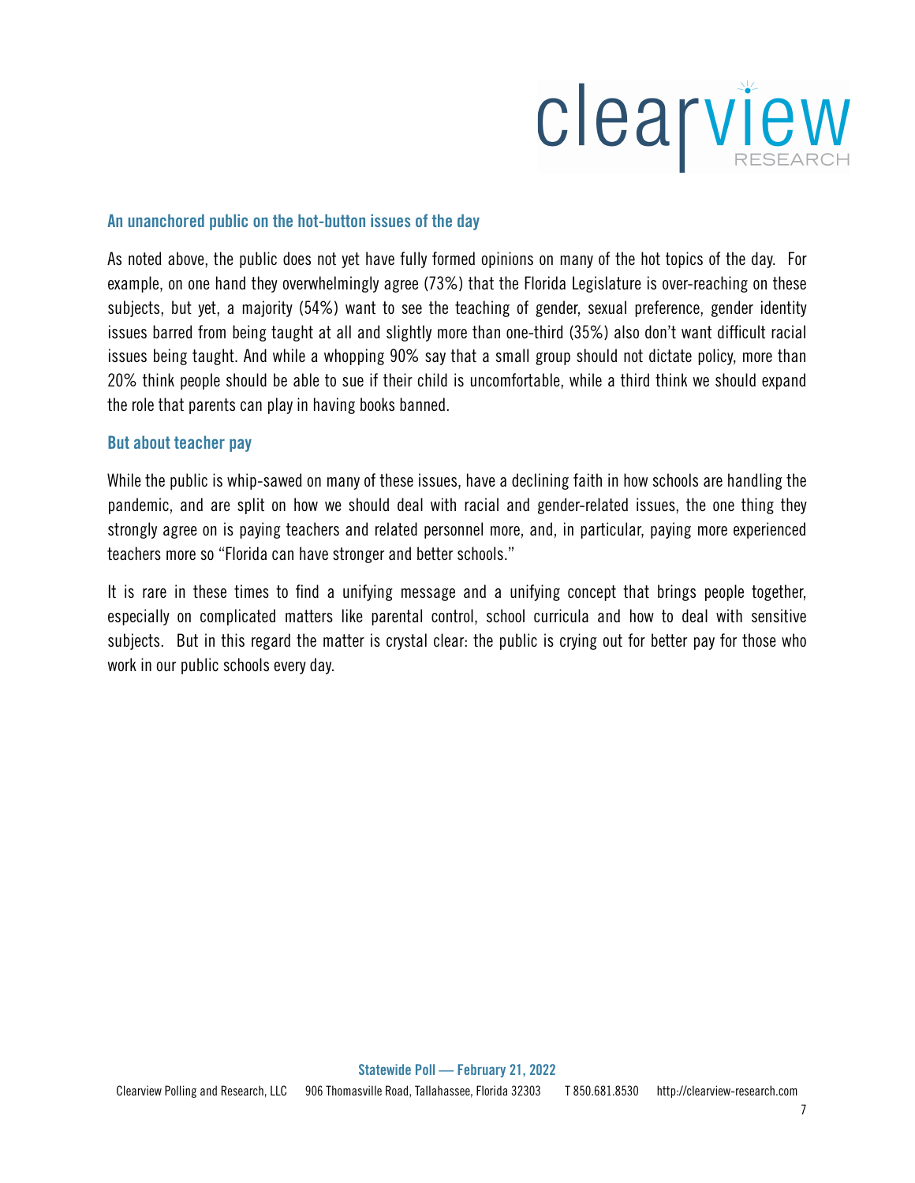## An unanchored public on the hot-button issues of the day

As noted above, the public does not yet have fully formed opinions on many of the hot topics of the day. For example, on one hand they overwhelmingly agree (73%) that the Florida Legislature is over-reaching on these subjects, but yet, a majority (54%) want to see the teaching of gender, sexual preference, gender identity issues barred from being taught at all and slightly more than one-third (35%) also don't want difficult racial issues being taught. And while a whopping 90% say that a small group should not dictate policy, more than 20% think people should be able to sue if their child is uncomfortable, while a third think we should expand the role that parents can play in having books banned.

## But about teacher pay

While the public is whip-sawed on many of these issues, have a declining faith in how schools are handling the pandemic, and are split on how we should deal with racial and gender-related issues, the one thing they strongly agree on is paying teachers and related personnel more, and, in particular, paying more experienced teachers more so "Florida can have stronger and better schools."

It is rare in these times to find a unifying message and a unifying concept that brings people together, especially on complicated matters like parental control, school curricula and how to deal with sensitive subjects. But in this regard the matter is crystal clear: the public is crying out for better pay for those who work in our public schools every day.